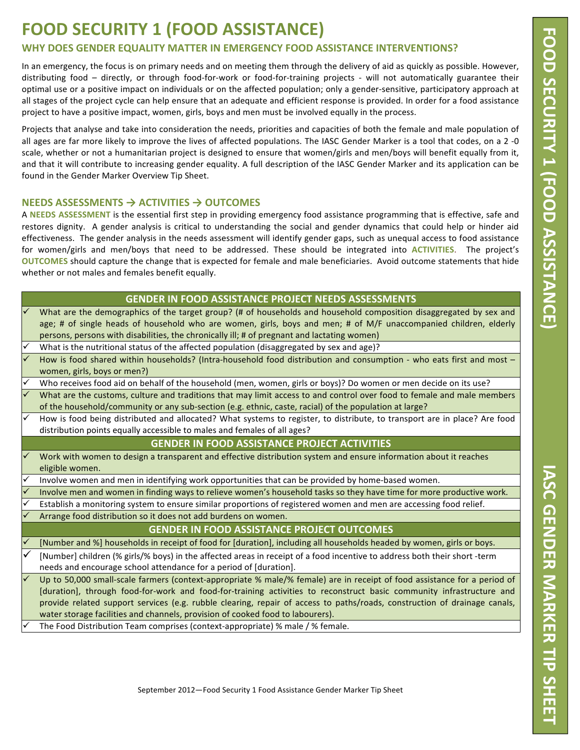# FOOD SECURITY 1 (FOOD ASSISTANCE)

## WHY DOES GENDER EQUALITY MATTER IN EMERGENCY FOOD ASSISTANCE INTERVENTIONS?

In an emergency, the focus is on primary needs and on meeting them through the delivery of aid as quickly as possible. However, distributing food – directly, or through food-for-work or food-for-training projects - will not automatically guarantee their optimal use or a positive impact on individuals or on the affected population; only a gender-sensitive, participatory approach at all stages of the project cycle can help ensure that an adequate and efficient response is provided. In order for a food assistance project to have a positive impact, women, girls, boys and men must be involved equally in the process.

Projects that analyse and take into consideration the needs, priorities and capacities of both the female and male population of all ages are far more likely to improve the lives of affected populations. The IASC Gender Marker is a tool that codes, on a 2 -0 scale, whether or not a humanitarian project is designed to ensure that women/girls and men/boys will benefit equally from it, and that it will contribute to increasing gender equality. A full description of the IASC Gender Marker and its application can be found in the Gender Marker Overview Tip Sheet.

## NEEDS ASSESSMENTS → ACTIVITIES → OUTCOMES

A **NEEDS ASSESSMENT** is the essential first step in providing emergency food assistance programming that is effective, safe and restores dignity. A gender analysis is critical to understanding the social and gender dynamics that could help or hinder aid effectiveness. The gender analysis in the needs assessment will identify gender gaps, such as unequal access to food assistance for women/girls and men/boys that need to be addressed. These should be integrated into **ACTIVITIES**. The project's **OUTCOMES** should capture the change that is expected for female and male beneficiaries. Avoid outcome statements that hide whether or not males and females benefit equally.

### GENDER IN FOOD ASSISTANCE PROJECT NEEDS ASSESSMENTS

- ✓ What are the demographics of the target group? (# of households and household composition disaggregated by sex and age; # of single heads of household who are women, girls, boys and men; # of M/F unaccompanied children, elderly persons, persons with disabilities, the chronically ill; # of pregnant and lactating women)
- ✓ What is the nutritional status of the affected population (disaggregated by sex and age)?
- ✓ How is food shared within households? (Intra-household food distribution and consumption - who eats first and most – women, girls, boys or men?)
- ✓ Who receives food aid on behalf of the household (men, women, girls or boys)? Do women or men decide on its use?
- ✓ What are the customs, culture and traditions that may limit access to and control over food to female and male members of the household/community or any sub-section (e.g. ethnic, caste, racial) of the population at large?
- ✓ How is food being distributed and allocated? What systems to register, to distribute, to transport are in place? Are food distribution points equally accessible to males and females of all ages?

### GENDER IN FOOD ASSISTANCE PROJECT ACTIVITIES

- ✓ Work with women to design a transparent and effective distribution system and ensure information about it reaches eligible women.
- ✓ Involve women and men in identifying work opportunities that can be provided by home-based women.
- ✓ Involve men and women in finding ways to relieve women's household tasks so they have time for more productive work.
- ✓ Establish a monitoring system to ensure similar proportions of registered women and men are accessing food relief.
- ✓ Arrange food distribution so it does not add burdens on women.

### GENDER IN FOOD ASSISTANCE PROJECT OUTCOMES

- ✓ [Number and %] households in receipt of food for [duration], including all households headed by women, girls or boys.
- ✓ [Number] children (% girls/% boys) in the affected areas in receipt of a food incentive to address both their short -term needs and encourage school attendance for a period of [duration].
- ✓ Up to 50,000 small-scale farmers (context-appropriate % male/% female) are in receipt of food assistance for a period of [duration], through food-for-work and food-for-training activities to reconstruct basic community infrastructure and provide related support services (e.g. rubble clearing, repair of access to paths/roads, construction of drainage canals, water storage facilities and channels, provision of cooked food to labourers).
- ✓ The Food Distribution Team comprises (context-appropriate) % male / % female.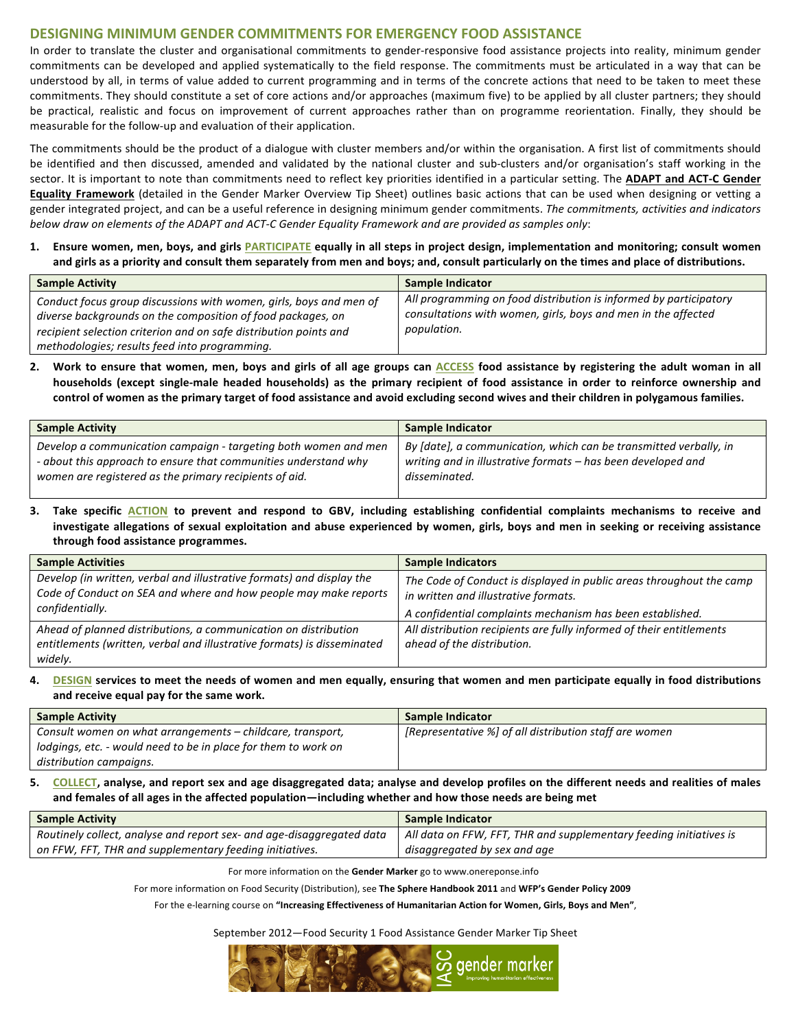## DESIGNING MINIMUM GENDER COMMITMENTS FOR EMERGENCY FOOD ASSISTANCE

In order to translate the cluster and organisational commitments to gender-responsive food assistance projects into reality, minimum gender commitments can be developed and applied systematically to the field response. The commitments must be articulated in a way that can be understood by all, in terms of value added to current programming and in terms of the concrete actions that need to be taken to meet these commitments. They should constitute a set of core actions and/or approaches (maximum five) to be applied by all cluster partners; they should be practical, realistic and focus on improvement of current approaches rather than on programme reorientation. Finally, they should be measurable for the follow-up and evaluation of their application.

The commitments should be the product of a dialogue with cluster members and/or within the organisation. A first list of commitments should be identified and then discussed, amended and validated by the national cluster and sub-clusters and/or organisation's staff working in the sector. It is important to note than commitments need to reflect key priorities identified in a particular setting. The **ADAPT and ACT-C Gender Equality Framework** (detailed in the Gender Marker Overview Tip Sheet) outlines basic actions that can be used when designing or vetting a gender integrated project, and can be a useful reference in designing minimum gender commitments. *The commitments, activities and indicators below draw on elements of the ADAPT and ACT-C Gender Equality Framework and are provided as samples only*:

1. **Ensure women, men, boys, and girls PARTICIPATE equally in all steps in project design, implementation and monitoring; consult women and girls as a priority and consult them separately from men and boys; and, consult particularly on the times and place of distributions.**

| Sample Activity | Sample Indicator |
|---|---|
| *Conduct focus group discussions with women, girls, boys and men of diverse backgrounds on the composition of food packages, on recipient selection criterion and on safe distribution points and methodologies; results feed into programming.* | *All programming on food distribution is informed by participatory consultations with women, girls, boys and men in the affected population.* |

2. **Work to ensure that women, men, boys and girls of all age groups can ACCESS food assistance by registering the adult woman in all households (except single-male headed households) as the primary recipient of food assistance in order to reinforce ownership and control of women as the primary target of food assistance and avoid excluding second wives and their children in polygamous families.**

| Sample Activity | Sample Indicator |
|---|---|
| *Develop a communication campaign - targeting both women and men - about this approach to ensure that communities understand why women are registered as the primary recipients of aid.* | *By [date], a communication, which can be transmitted verbally, in writing and in illustrative formats – has been developed and disseminated.* |

3. **Take specific ACTION to prevent and respond to GBV, including establishing confidential complaints mechanisms to receive and investigate allegations of sexual exploitation and abuse experienced by women, girls, boys and men in seeking or receiving assistance through food assistance programmes.**

| Sample Activities | Sample Indicators |
|---|---|
| *Develop (in written, verbal and illustrative formats) and display the Code of Conduct on SEA and where and how people may make reports confidentially.* | *The Code of Conduct is displayed in public areas throughout the camp in written and illustrative formats.*<br>*A confidential complaints mechanism has been established.* |
| *Ahead of planned distributions, a communication on distribution entitlements (written, verbal and illustrative formats) is disseminated widely.* | *All distribution recipients are fully informed of their entitlements ahead of the distribution.* |

4. **DESIGN services to meet the needs of women and men equally, ensuring that women and men participate equally in food distributions and receive equal pay for the same work.**

| Sample Activity | Sample Indicator |
|---|---|
| *Consult women on what arrangements – childcare, transport, lodgings, etc. - would need to be in place for them to work on distribution campaigns.* | *[Representative %] of all distribution staff are women* |

5. **COLLECT, analyse, and report sex and age disaggregated data; analyse and develop profiles on the different needs and realities of males and females of all ages in the affected population—including whether and how those needs are being met**

| Sample Activity | Sample Indicator |
|---|---|
| *Routinely collect, analyse and report sex- and age-disaggregated data on FFW, FFT, THR and supplementary feeding initiatives.* | *All data on FFW, FFT, THR and supplementary feeding initiatives is disaggregated by sex and age* |

For more information on the **Gender Marker** go to www.onereponse.info

For more information on Food Security (Distribution), see **The Sphere Handbook 2011** and **WFP's Gender Policy 2009**

For the e-learning course on **"Increasing Effectiveness of Humanitarian Action for Women, Girls, Boys and Men"**,

September 2012—Food Security 1 Food Assistance Gender Marker Tip Sheet

IASC gender marker improving humanitarian effectiveness